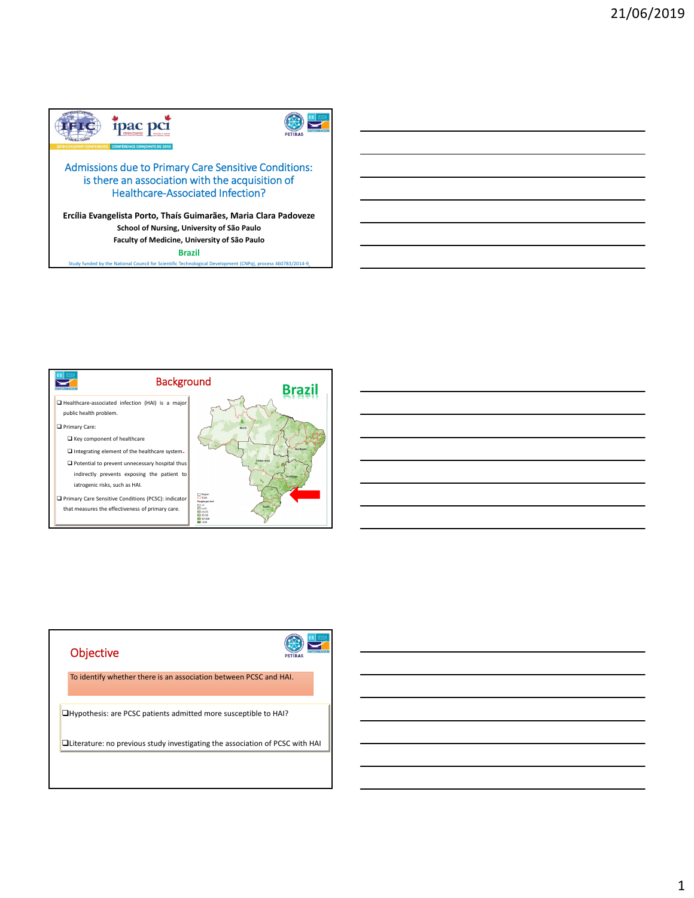## Admissions due to Primary Care Sensitive Conditions: is there an association with the acquisition of Healthcare-Associated Infection?

**Ercília Evangelista Porto, Thaís Guimarães, Maria Clara Padoveze**

**School of Nursing, University of São Paulo**

**Faculty of Medicine, University of São Paulo**

**Brazil**

Study funded by the National Council for Scientific Technological Development (CNPq), process 460783/2014-9.

## Background

- Healthcare-associated infection (HAI) is a major public health problem.
- Primary Care:
  - Key component of healthcare
  - Integrating element of the healthcare system.
  - Potential to prevent unnecessary hospital thus indirectly prevents exposing the patient to iatrogenic risks, such as HAI.
- Primary Care Sensitive Conditions (PCSC): indicator that measures the effectiveness of primary care.

**Brazil**

## Objective

To identify whether there is an association between PCSC and HAI.

- Hypothesis: are PCSC patients admitted more susceptible to HAI?
- Literature: no previous study investigating the association of PCSC with HAI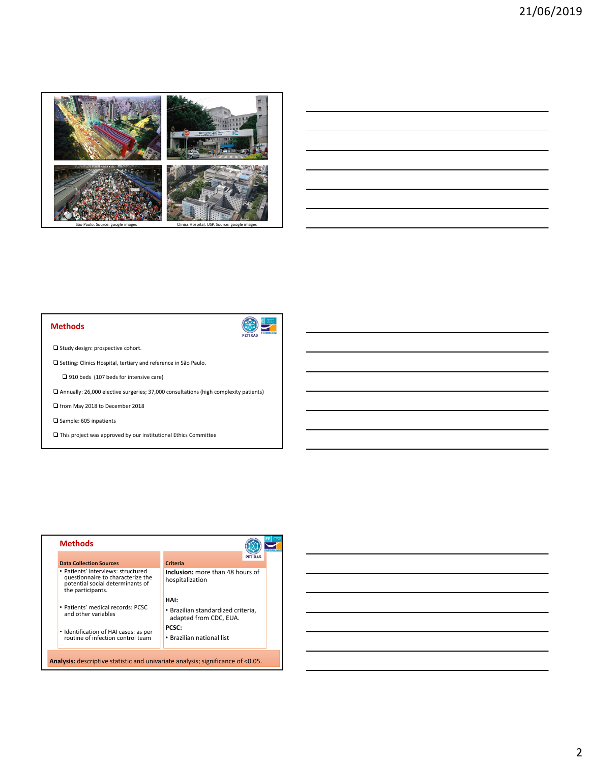São Paulo. Source: google images

Clinics Hospital, USP. Source: google images

## Methods

- Study design: prospective cohort.
- Setting: Clinics Hospital, tertiary and reference in São Paulo.
  - 910 beds (107 beds for intensive care)
- Annually: 26,000 elective surgeries; 37,000 consultations (high complexity patients)
- from May 2018 to December 2018
- Sample: 605 inpatients
- This project was approved by our institutional Ethics Committee

## Methods

| Data Collection Sources | Criteria |
| --- | --- |
| • Patients' interviews: structured questionnaire to characterize the potential social determinants of the participants. | **Inclusion:** more than 48 hours of hospitalization |
| • Patients' medical records: PCSC and other variables | **HAI:** • Brazilian standardized criteria, adapted from CDC, EUA. |
| • Identification of HAI cases: as per routine of infection control team | **PCSC:** • Brazilian national list |

**Analysis:** descriptive statistic and univariate analysis; significance of <0.05.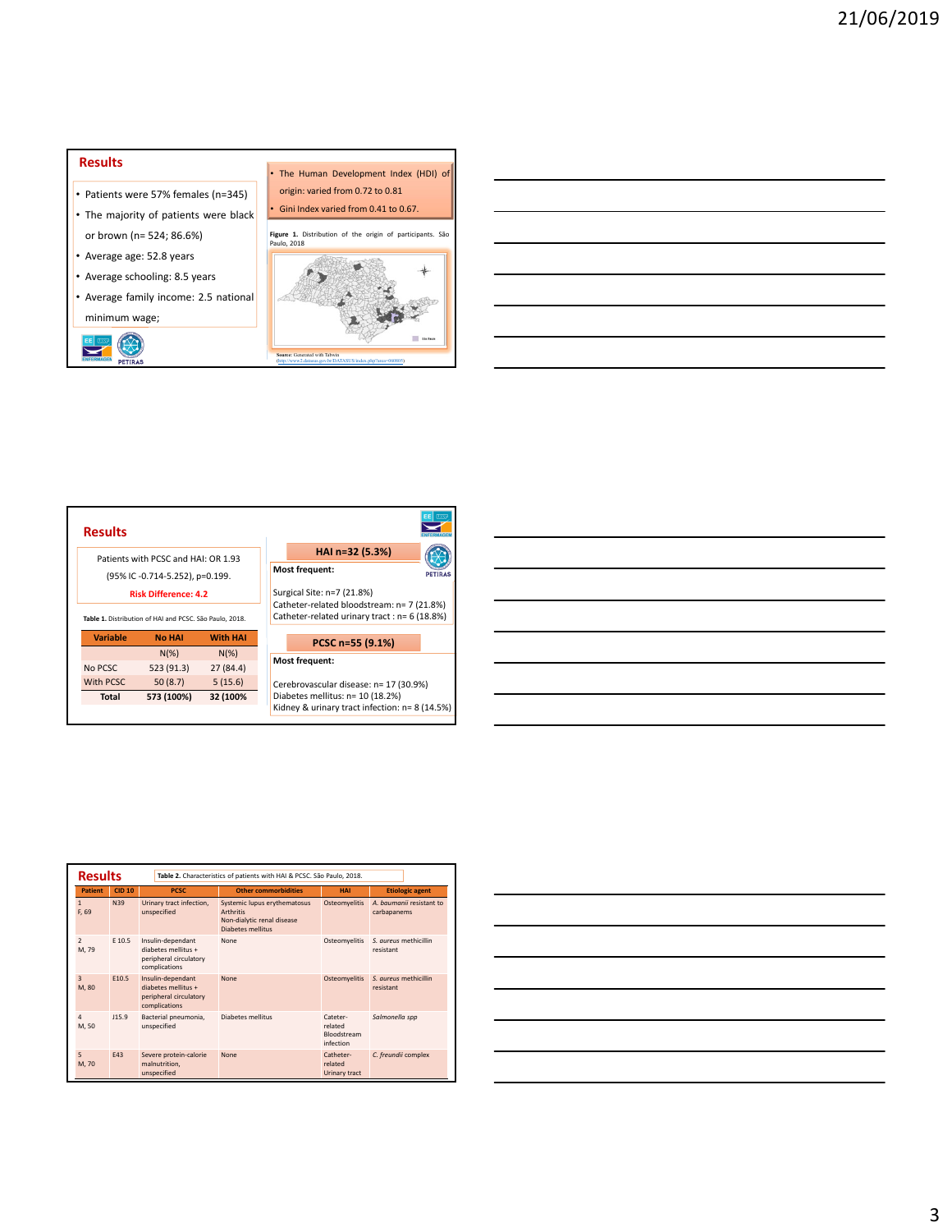## Results

- Patients were 57% females (n=345)
- The majority of patients were black or brown (n= 524; 86.6%)
- Average age: 52.8 years
- Average schooling: 8.5 years
- Average family income: 2.5 national minimum wage;

- The Human Development Index (HDI) of origin: varied from 0.72 to 0.81
- Gini Index varied from 0.41 to 0.67.

**Figure 1.** Distribution of the origin of participants. São Paulo, 2018

**Source:** Generated with Tabwin (http://www2.datasus.gov.br/DATASUS/index.php?area=060805)

## Results

Patients with PCSC and HAI: OR 1.93 (95% IC -0.714-5.252), p=0.199.

**Risk Difference: 4.2**

**Table 1.** Distribution of HAI and PCSC. São Paulo, 2018.

| Variable | No HAI | With HAI |
|---|---|---|
| | N(%) | N(%) |
| No PCSC | 523 (91.3) | 27 (84.4) |
| With PCSC | 50 (8.7) | 5 (15.6) |
| **Total** | **573 (100%)** | **32 (100%** |

**HAI n=32 (5.3%)**

**Most frequent:**

Surgical Site: n=7 (21.8%)
Catheter-related bloodstream: n= 7 (21.8%)
Catheter-related urinary tract : n= 6 (18.8%)

**PCSC n=55 (9.1%)**

**Most frequent:**

Cerebrovascular disease: n= 17 (30.9%)
Diabetes mellitus: n= 10 (18.2%)
Kidney & urinary tract infection: n= 8 (14.5%)

## Results

**Table 2.** Characteristics of patients with HAI & PCSC. São Paulo, 2018.

| Patient | CID 10 | PCSC | Other commorbidities | HAI | Etiologic agent |
|---|---|---|---|---|---|
| 1 F, 69 | N39 | Urinary tract infection, unspecified | Systemic lupus erythematosus Arthritis Non-dialytic renal disease Diabetes mellitus | Osteomyelitis | *A. baumanii* resistant to carbapanems |
| 2 M, 79 | E 10.5 | Insulin-dependant diabetes mellitus + peripheral circulatory complications | None | Osteomyelitis | *S. aureus* methicillin resistant |
| 3 M, 80 | E10.5 | Insulin-dependant diabetes mellitus + peripheral circulatory complications | None | Osteomyelitis | *S. aureus* methicillin resistant |
| 4 M, 50 | J15.9 | Bacterial pneumonia, unspecified | Diabetes mellitus | Cateter-related Bloodstream infection | *Salmonella spp* |
| 5 M, 70 | E43 | Severe protein-calorie malnutrition, unspecified | None | Catheter-related Urinary tract | *C. freundii* complex |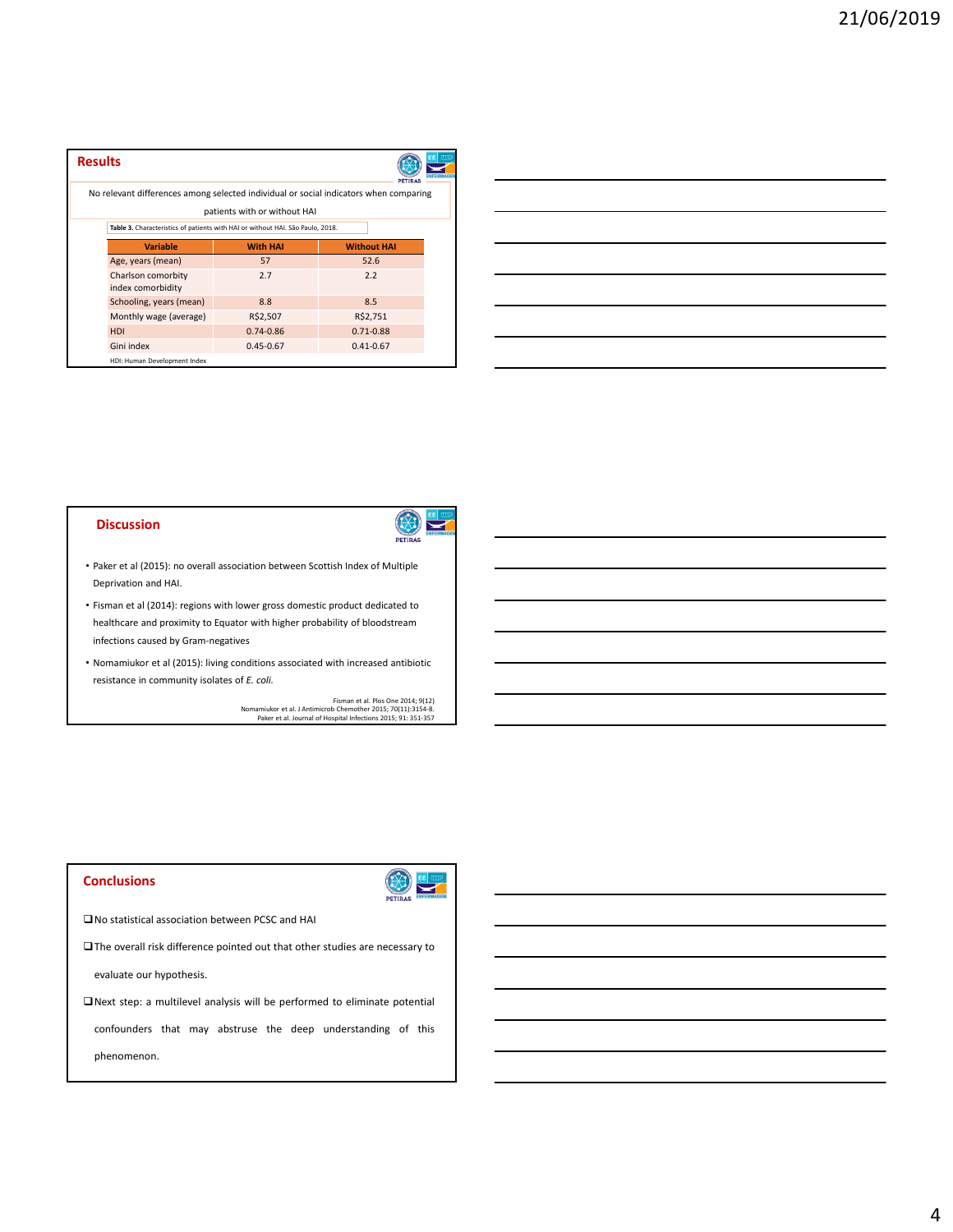## Results

No relevant differences among selected individual or social indicators when comparing patients with or without HAI

**Table 3.** Characteristics of patients with HAI or without HAI. São Paulo, 2018.

| Variable | With HAI | Without HAI |
|---|---|---|
| Age, years (mean) | 57 | 52.6 |
| Charlson comorbity index comorbidity | 2.7 | 2.2 |
| Schooling, years (mean) | 8.8 | 8.5 |
| Monthly wage (average) | R$2,507 | R$2,751 |
| HDI | 0.74-0.86 | 0.71-0.88 |
| Gini index | 0.45-0.67 | 0.41-0.67 |

HDI: Human Development Index

## Discussion

- Paker et al (2015): no overall association between Scottish Index of Multiple Deprivation and HAI.
- Fisman et al (2014): regions with lower gross domestic product dedicated to healthcare and proximity to Equator with higher probability of bloodstream infections caused by Gram-negatives
- Nomamiukor et al (2015): living conditions associated with increased antibiotic resistance in community isolates of *E. coli*.

Fisman et al. Plos One 2014; 9(12)
Nomamiukor et al. J Antimicrob Chemother 2015; 70(11):3154-8.
Paker et al. Journal of Hospital Infections 2015; 91: 351-357

## Conclusions

- No statistical association between PCSC and HAI
- The overall risk difference pointed out that other studies are necessary to evaluate our hypothesis.
- Next step: a multilevel analysis will be performed to eliminate potential confounders that may abstruse the deep understanding of this phenomenon.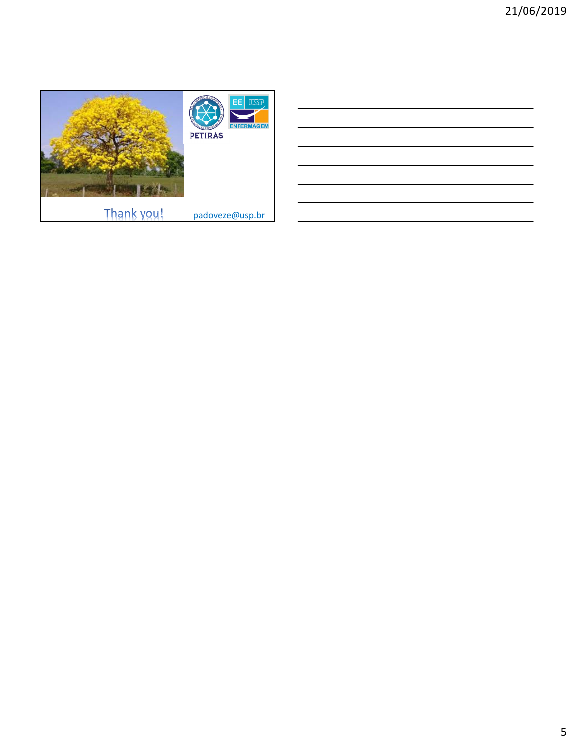PETIRAS

EE USP ENFERMAGEM

Thank you!

padoveze@usp.br